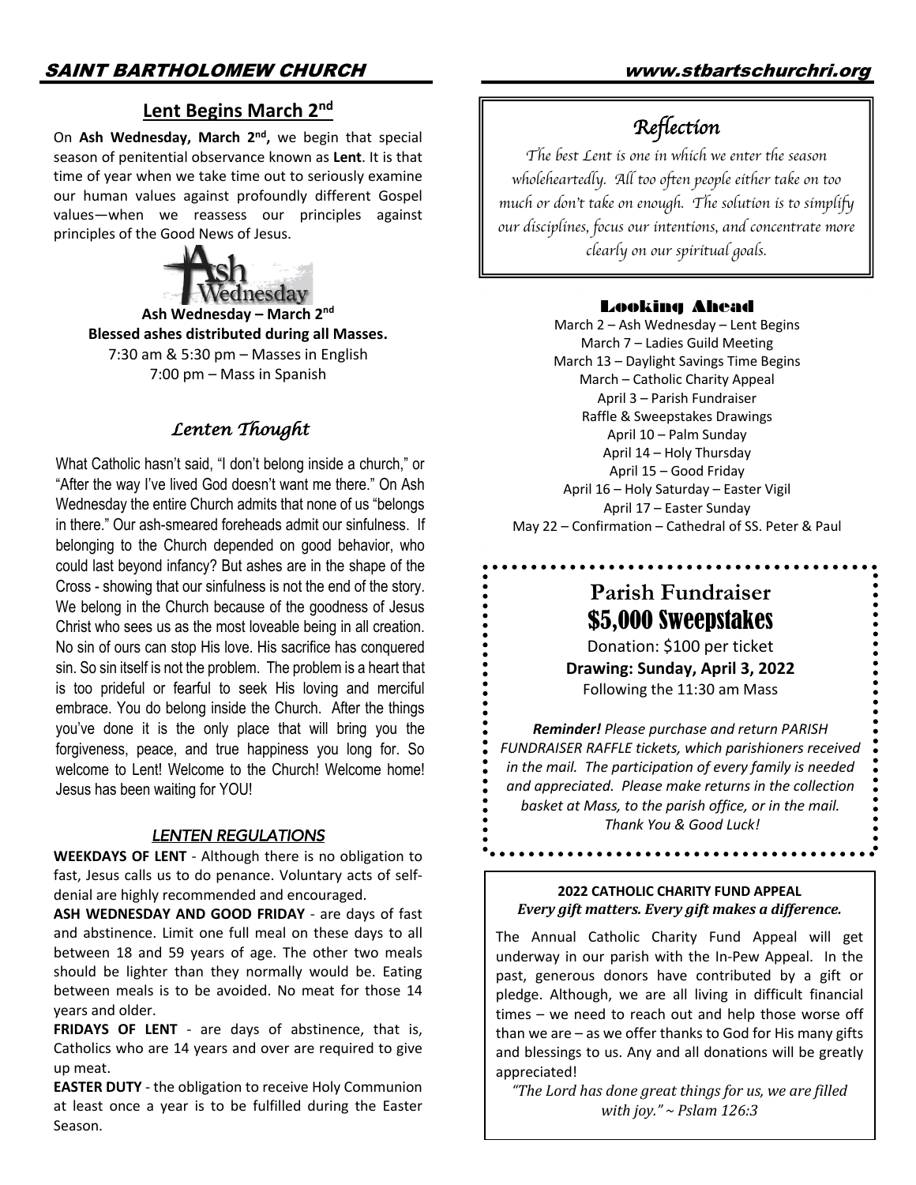## Lent Begins March 2nd

On **Ash Wednesday, March 2nd,** we begin that special season of penitential observance known as **Lent**. It is that time of year when we take time out to seriously examine our human values against profoundly different Gospel values—when we reassess our principles against principles of the Good News of Jesus.

Ash Wednesday

**Ash Wednesday – March 2nd**
**Blessed ashes distributed during all Masses.**
7:30 am & 5:30 pm – Masses in English
7:00 pm – Mass in Spanish

### *Lenten Thought*

What Catholic hasn't said, "I don't belong inside a church," or "After the way I've lived God doesn't want me there." On Ash Wednesday the entire Church admits that none of us "belongs in there." Our ash-smeared foreheads admit our sinfulness. If belonging to the Church depended on good behavior, who could last beyond infancy? But ashes are in the shape of the Cross - showing that our sinfulness is not the end of the story. We belong in the Church because of the goodness of Jesus Christ who sees us as the most loveable being in all creation. No sin of ours can stop His love. His sacrifice has conquered sin. So sin itself is not the problem. The problem is a heart that is too prideful or fearful to seek His loving and merciful embrace. You do belong inside the Church. After the things you've done it is the only place that will bring you the forgiveness, peace, and true happiness you long for. So welcome to Lent! Welcome to the Church! Welcome home! Jesus has been waiting for YOU!

### *LENTEN REGULATIONS*

**WEEKDAYS OF LENT** - Although there is no obligation to fast, Jesus calls us to do penance. Voluntary acts of self-denial are highly recommended and encouraged.

**ASH WEDNESDAY AND GOOD FRIDAY** - are days of fast and abstinence. Limit one full meal on these days to all between 18 and 59 years of age. The other two meals should be lighter than they normally would be. Eating between meals is to be avoided. No meat for those 14 years and older.

**FRIDAYS OF LENT** - are days of abstinence, that is, Catholics who are 14 years and over are required to give up meat.

**EASTER DUTY** - the obligation to receive Holy Communion at least once a year is to be fulfilled during the Easter Season.

## *Reflection*

*The best Lent is one in which we enter the season wholeheartedly. All too often people either take on too much or don't take on enough. The solution is to simplify our disciplines, focus our intentions, and concentrate more clearly on our spiritual goals.*

### Looking Ahead

March 2 – Ash Wednesday – Lent Begins
March 7 – Ladies Guild Meeting
March 13 – Daylight Savings Time Begins
March – Catholic Charity Appeal
April 3 – Parish Fundraiser
Raffle & Sweepstakes Drawings
April 10 – Palm Sunday
April 14 – Holy Thursday
April 15 – Good Friday
April 16 – Holy Saturday – Easter Vigil
April 17 – Easter Sunday
May 22 – Confirmation – Cathedral of SS. Peter & Paul

## Parish Fundraiser
## $5,000 Sweepstakes

Donation: $100 per ticket
**Drawing: Sunday, April 3, 2022**
Following the 11:30 am Mass

***Reminder!*** *Please purchase and return PARISH FUNDRAISER RAFFLE tickets, which parishioners received in the mail. The participation of every family is needed and appreciated. Please make returns in the collection basket at Mass, to the parish office, or in the mail. Thank You & Good Luck!*

**2022 CATHOLIC CHARITY FUND APPEAL**
***Every gift matters. Every gift makes a difference.***

The Annual Catholic Charity Fund Appeal will get underway in our parish with the In-Pew Appeal. In the past, generous donors have contributed by a gift or pledge. Although, we are all living in difficult financial times – we need to reach out and help those worse off than we are – as we offer thanks to God for His many gifts and blessings to us. Any and all donations will be greatly appreciated!

*"The Lord has done great things for us, we are filled with joy." ~ Pslam 126:3*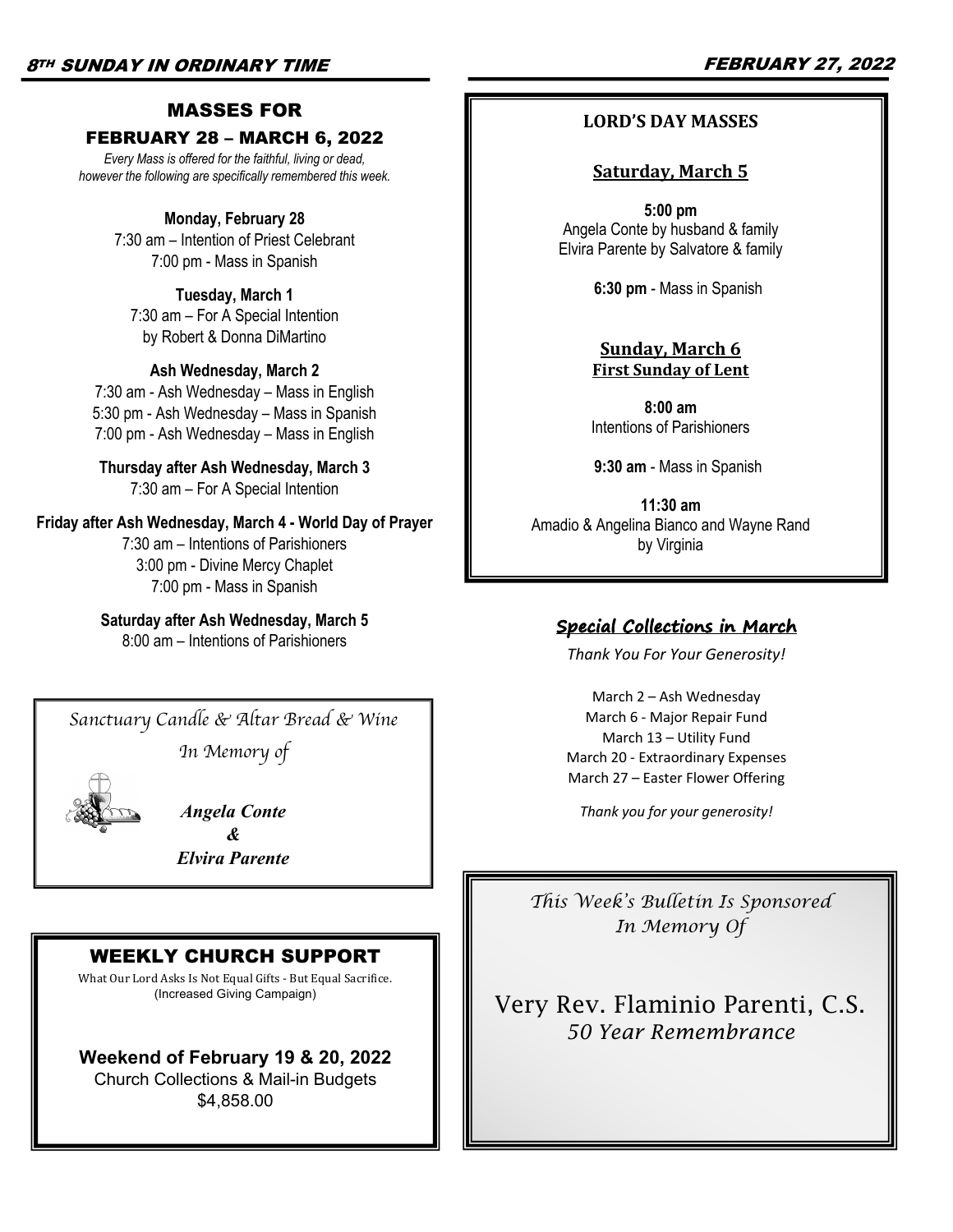## MASSES FOR
## FEBRUARY 28 – MARCH 6, 2022

*Every Mass is offered for the faithful, living or dead, however the following are specifically remembered this week.*

**Monday, February 28**
7:30 am – Intention of Priest Celebrant
7:00 pm - Mass in Spanish

**Tuesday, March 1**
7:30 am – For A Special Intention
by Robert & Donna DiMartino

**Ash Wednesday, March 2**
7:30 am - Ash Wednesday – Mass in English
5:30 pm - Ash Wednesday – Mass in Spanish
7:00 pm - Ash Wednesday – Mass in English

**Thursday after Ash Wednesday, March 3**
7:30 am – For A Special Intention

**Friday after Ash Wednesday, March 4 - World Day of Prayer**
7:30 am – Intentions of Parishioners
3:00 pm - Divine Mercy Chaplet
7:00 pm - Mass in Spanish

**Saturday after Ash Wednesday, March 5**
8:00 am – Intentions of Parishioners

*Sanctuary Candle & Altar Bread & Wine*
*In Memory of*

***Angela Conte***
***&***
***Elvira Parente***

## WEEKLY CHURCH SUPPORT

What Our Lord Asks Is Not Equal Gifts - But Equal Sacrifice.
(Increased Giving Campaign)

**Weekend of February 19 & 20, 2022**
Church Collections & Mail-in Budgets
$4,858.00

## LORD'S DAY MASSES

**Saturday, March 5**

**5:00 pm**
Angela Conte by husband & family
Elvira Parente by Salvatore & family

**6:30 pm** - Mass in Spanish

**Sunday, March 6**
**First Sunday of Lent**

**8:00 am**
Intentions of Parishioners

**9:30 am** - Mass in Spanish

**11:30 am**
Amadio & Angelina Bianco and Wayne Rand by Virginia

## Special Collections in March

*Thank You For Your Generosity!*

March 2 – Ash Wednesday
March 6 - Major Repair Fund
March 13 – Utility Fund
March 20 - Extraordinary Expenses
March 27 – Easter Flower Offering

*Thank you for your generosity!*

*This Week's Bulletin Is Sponsored In Memory Of*

Very Rev. Flaminio Parenti, C.S.
*50 Year Remembrance*